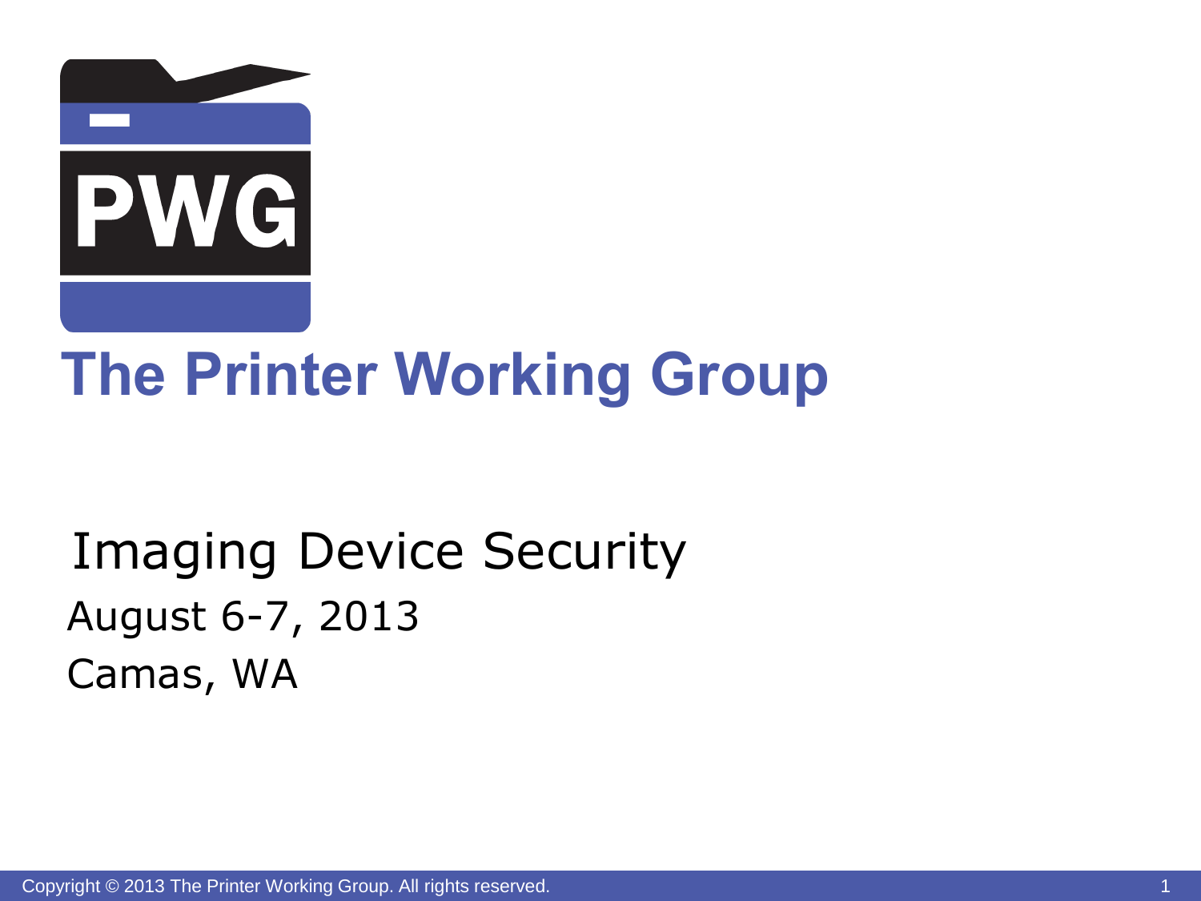# The Printer Working Group

## Imaging Device Security

August 6-7, 2013

Camas, WA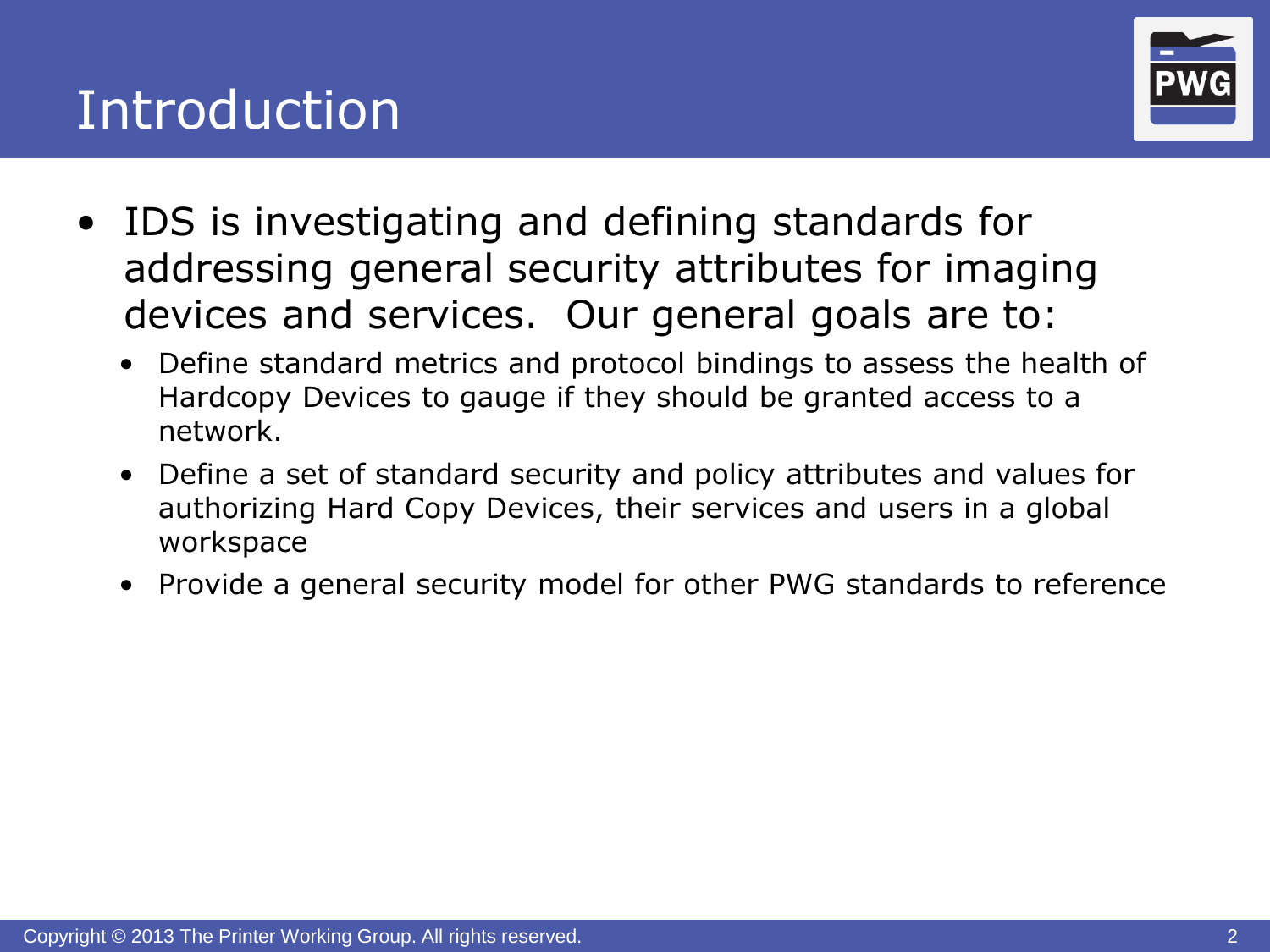# Introduction

- IDS is investigating and defining standards for addressing general security attributes for imaging devices and services. Our general goals are to:
  - Define standard metrics and protocol bindings to assess the health of Hardcopy Devices to gauge if they should be granted access to a network.
  - Define a set of standard security and policy attributes and values for authorizing Hard Copy Devices, their services and users in a global workspace
  - Provide a general security model for other PWG standards to reference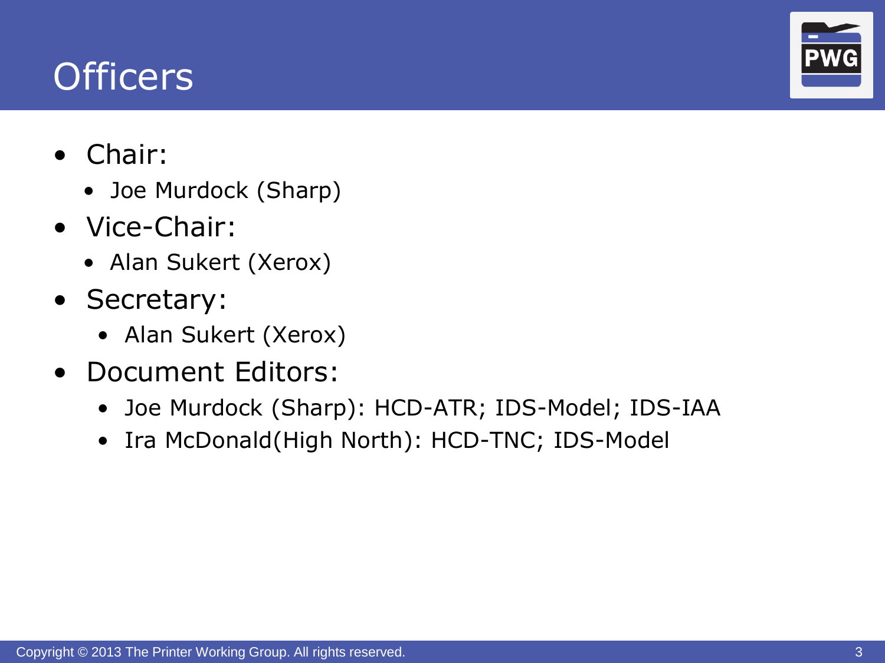# Officers

- Chair:
  - Joe Murdock (Sharp)
- Vice-Chair:
  - Alan Sukert (Xerox)
- Secretary:
  - Alan Sukert (Xerox)
- Document Editors:
  - Joe Murdock (Sharp): HCD-ATR; IDS-Model; IDS-IAA
  - Ira McDonald(High North): HCD-TNC; IDS-Model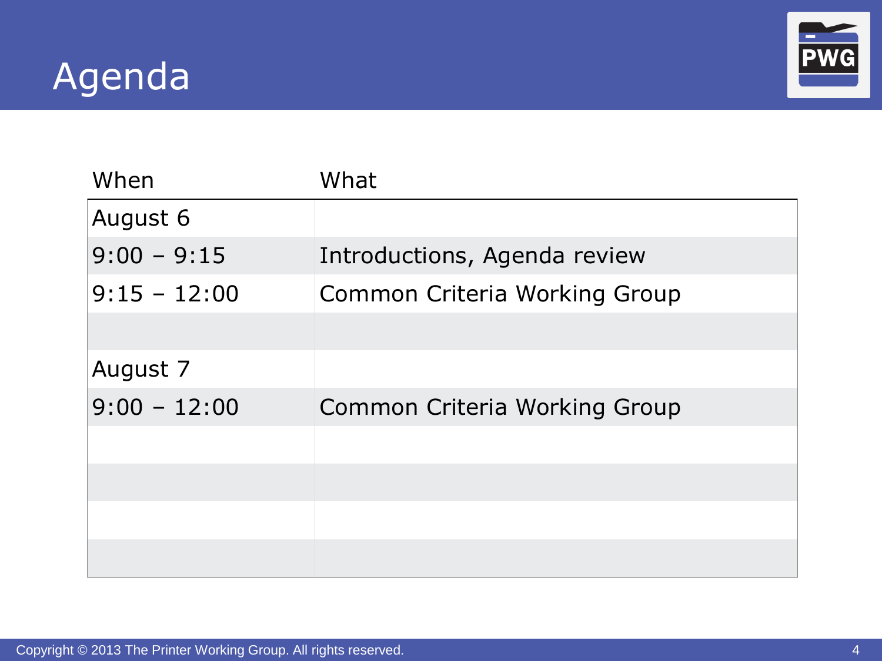# Agenda

| When | What |
|---|---|
| August 6 | |
| 9:00 – 9:15 | Introductions, Agenda review |
| 9:15 – 12:00 | Common Criteria Working Group |
| | |
| August 7 | |
| 9:00 – 12:00 | Common Criteria Working Group |
| | |
| | |
| | |
| | |

Copyright © 2013 The Printer Working Group. All rights reserved.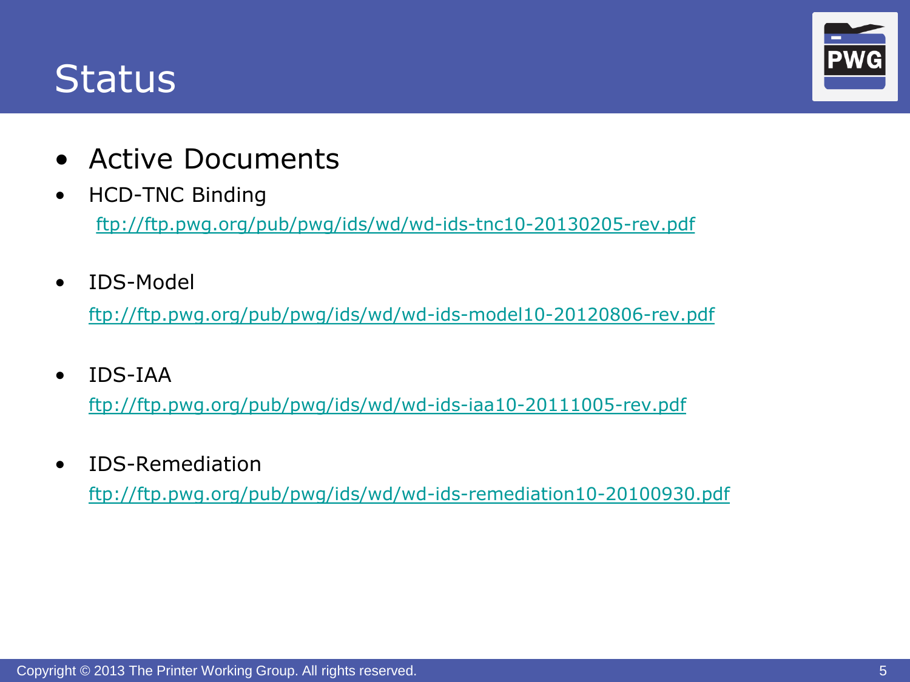# Status

- Active Documents
- HCD-TNC Binding
  ftp://ftp.pwg.org/pub/pwg/ids/wd/wd-ids-tnc10-20130205-rev.pdf
- IDS-Model
  ftp://ftp.pwg.org/pub/pwg/ids/wd/wd-ids-model10-20120806-rev.pdf
- IDS-IAA
  ftp://ftp.pwg.org/pub/pwg/ids/wd/wd-ids-iaa10-20111005-rev.pdf
- IDS-Remediation
  ftp://ftp.pwg.org/pub/pwg/ids/wd/wd-ids-remediation10-20100930.pdf

Copyright © 2013 The Printer Working Group. All rights reserved.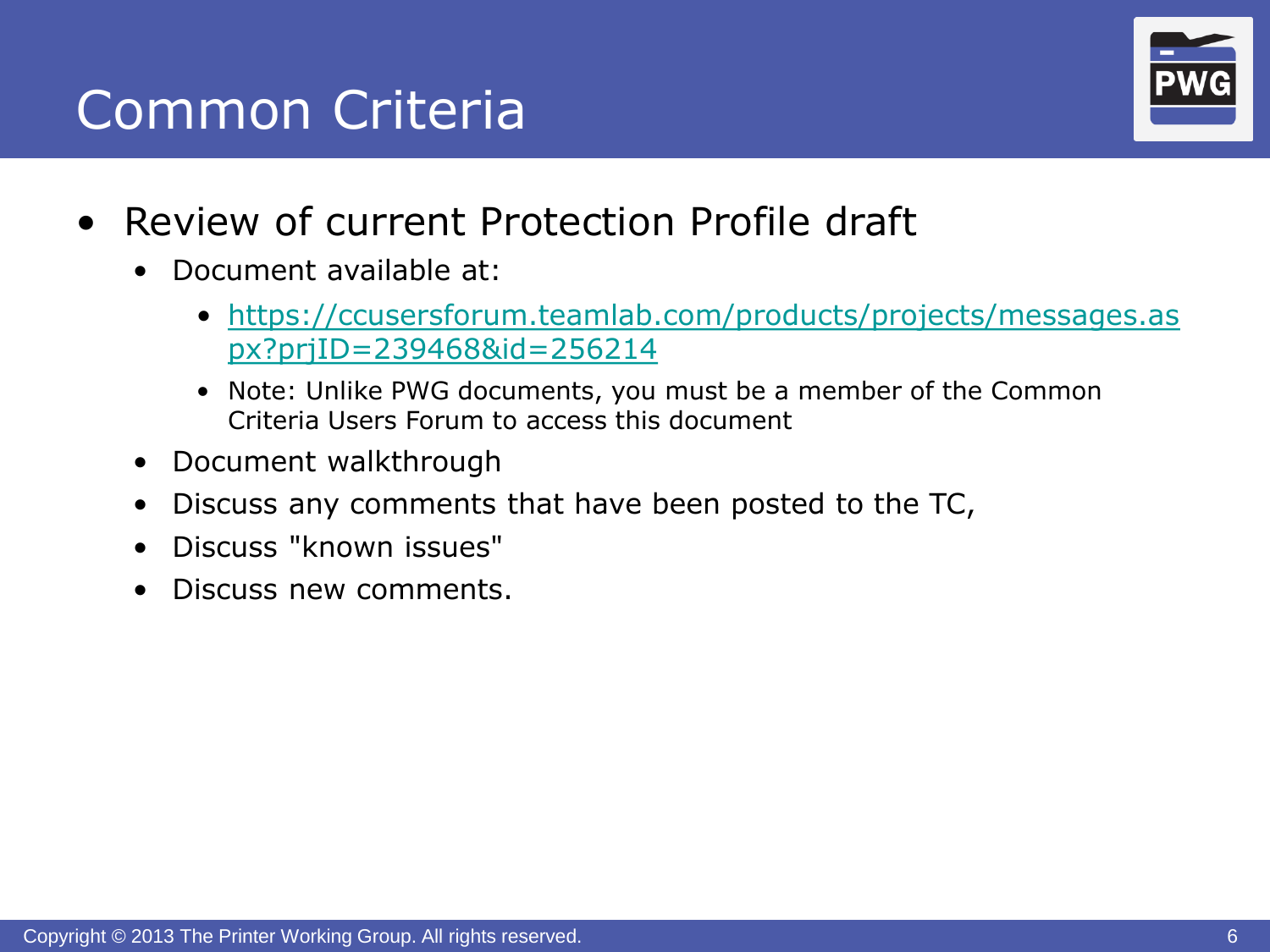# Common Criteria

- Review of current Protection Profile draft
  - Document available at:
    - https://ccusersforum.teamlab.com/products/projects/messages.aspx?prjID=239468&id=256214
    - Note: Unlike PWG documents, you must be a member of the Common Criteria Users Forum to access this document
  - Document walkthrough
  - Discuss any comments that have been posted to the TC,
  - Discuss "known issues"
  - Discuss new comments.